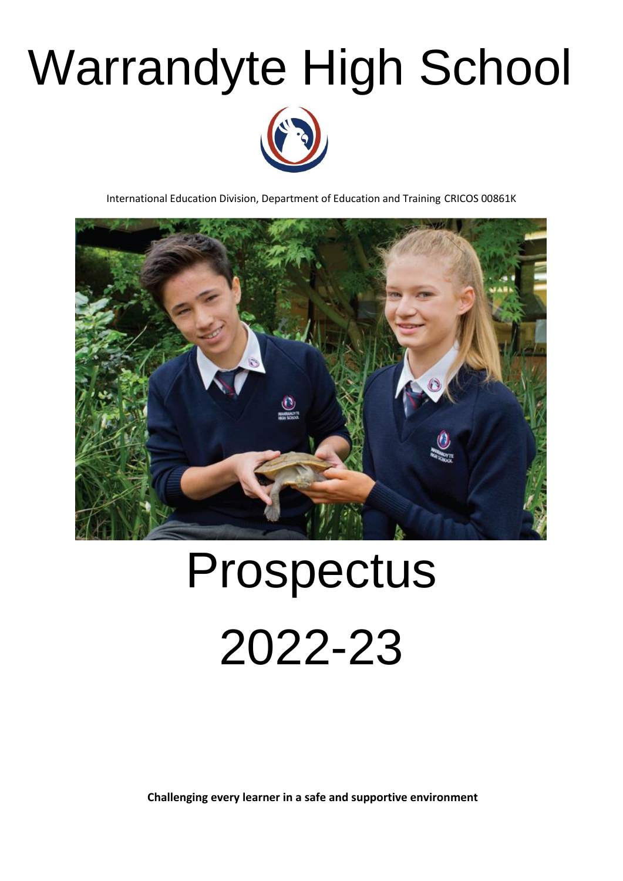# Warrandyte High School

International Education Division, Department of Education and Training CRICOS 00861K

# Prospectus

# 2022-23

**Challenging every learner in a safe and supportive environment**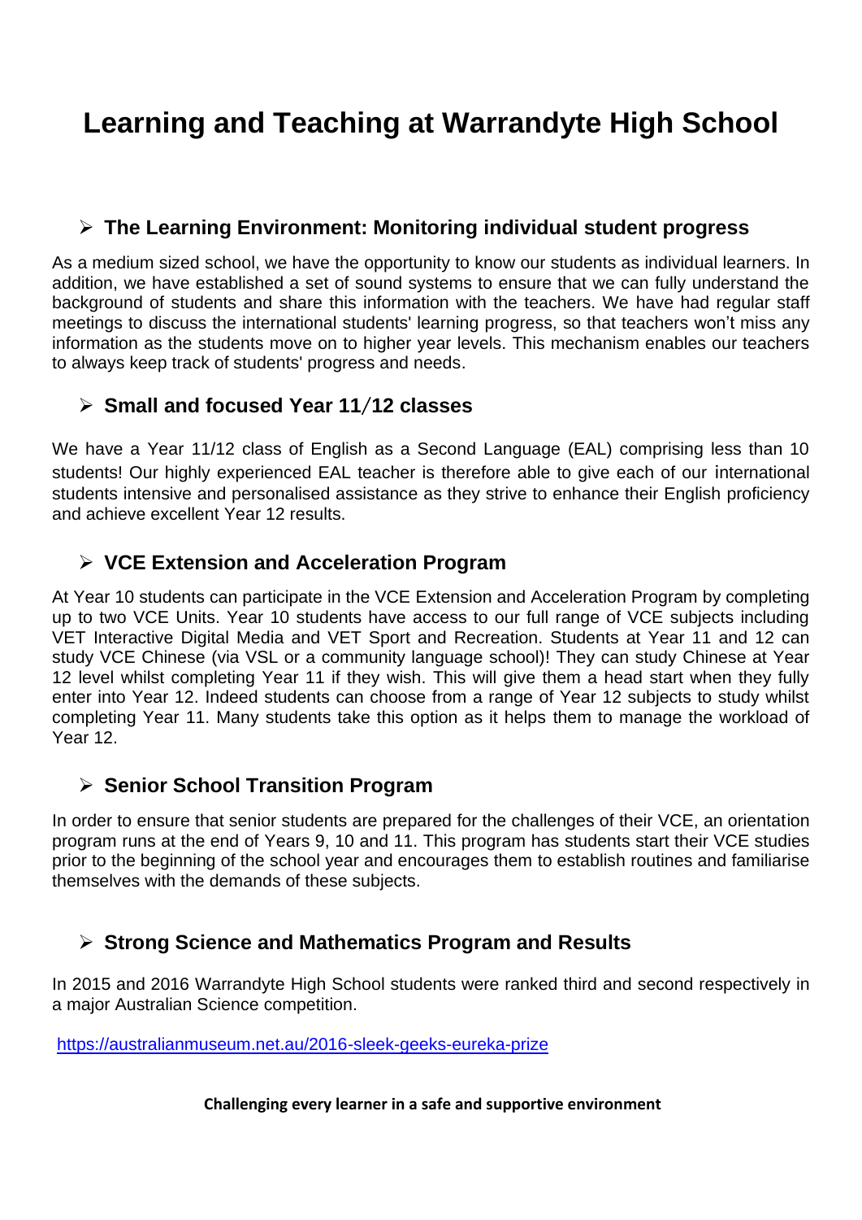# Learning and Teaching at Warrandyte High School

## ➢ The Learning Environment: Monitoring individual student progress

As a medium sized school, we have the opportunity to know our students as individual learners. In addition, we have established a set of sound systems to ensure that we can fully understand the background of students and share this information with the teachers. We have had regular staff meetings to discuss the international students' learning progress, so that teachers won't miss any information as the students move on to higher year levels. This mechanism enables our teachers to always keep track of students' progress and needs.

## ➢ Small and focused Year 11/12 classes

We have a Year 11/12 class of English as a Second Language (EAL) comprising less than 10 students! Our highly experienced EAL teacher is therefore able to give each of our international students intensive and personalised assistance as they strive to enhance their English proficiency and achieve excellent Year 12 results.

## ➢ VCE Extension and Acceleration Program

At Year 10 students can participate in the VCE Extension and Acceleration Program by completing up to two VCE Units. Year 10 students have access to our full range of VCE subjects including VET Interactive Digital Media and VET Sport and Recreation. Students at Year 11 and 12 can study VCE Chinese (via VSL or a community language school)! They can study Chinese at Year 12 level whilst completing Year 11 if they wish. This will give them a head start when they fully enter into Year 12. Indeed students can choose from a range of Year 12 subjects to study whilst completing Year 11. Many students take this option as it helps them to manage the workload of Year 12.

## ➢ Senior School Transition Program

In order to ensure that senior students are prepared for the challenges of their VCE, an orientation program runs at the end of Years 9, 10 and 11. This program has students start their VCE studies prior to the beginning of the school year and encourages them to establish routines and familiarise themselves with the demands of these subjects.

## ➢ Strong Science and Mathematics Program and Results

In 2015 and 2016 Warrandyte High School students were ranked third and second respectively in a major Australian Science competition.

https://australianmuseum.net.au/2016-sleek-geeks-eureka-prize

**Challenging every learner in a safe and supportive environment**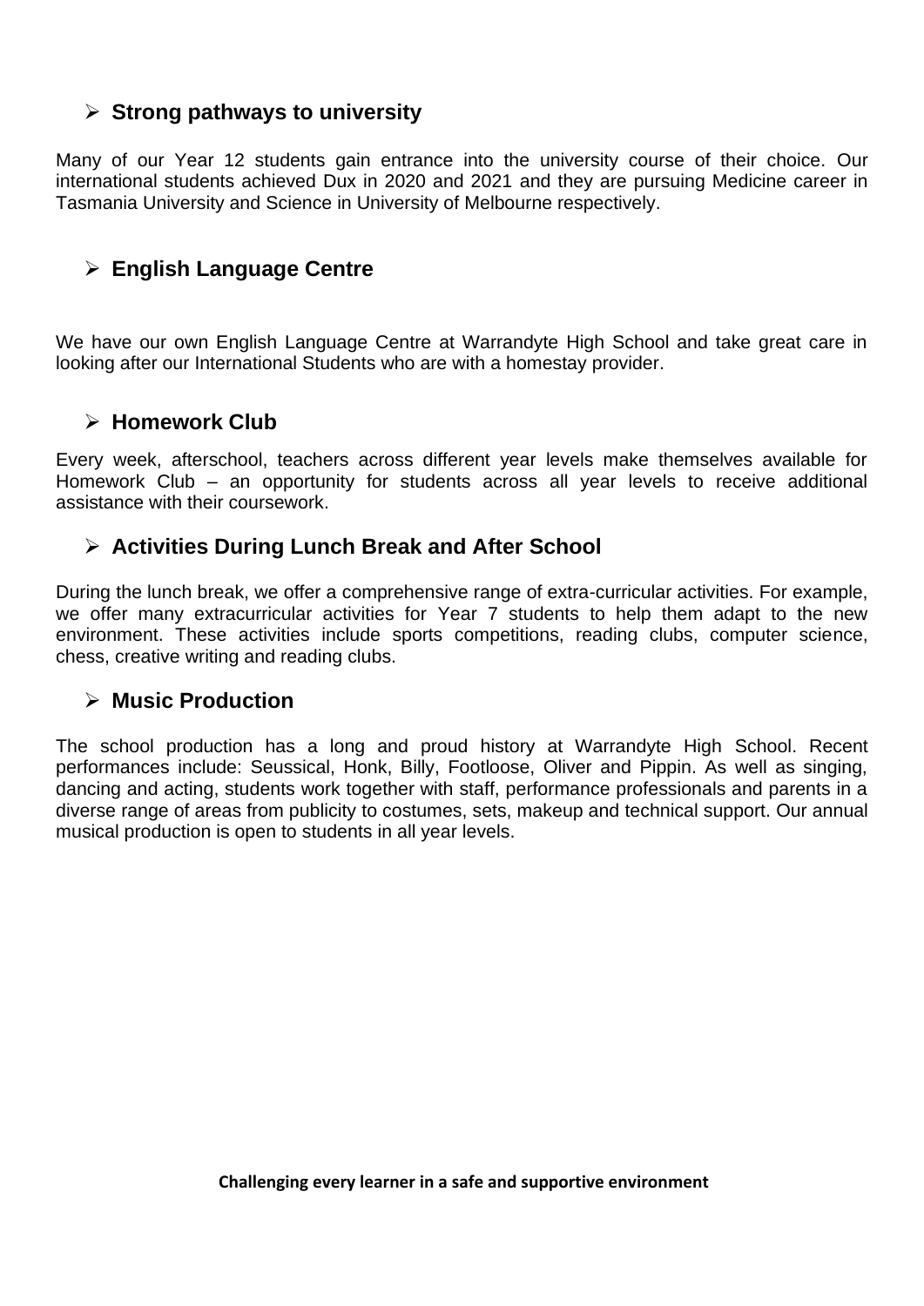## Strong pathways to university

Many of our Year 12 students gain entrance into the university course of their choice. Our international students achieved Dux in 2020 and 2021 and they are pursuing Medicine career in Tasmania University and Science in University of Melbourne respectively.

## English Language Centre

We have our own English Language Centre at Warrandyte High School and take great care in looking after our International Students who are with a homestay provider.

## Homework Club

Every week, afterschool, teachers across different year levels make themselves available for Homework Club – an opportunity for students across all year levels to receive additional assistance with their coursework.

## Activities During Lunch Break and After School

During the lunch break, we offer a comprehensive range of extra-curricular activities. For example, we offer many extracurricular activities for Year 7 students to help them adapt to the new environment. These activities include sports competitions, reading clubs, computer science, chess, creative writing and reading clubs.

## Music Production

The school production has a long and proud history at Warrandyte High School. Recent performances include: Seussical, Honk, Billy, Footloose, Oliver and Pippin. As well as singing, dancing and acting, students work together with staff, performance professionals and parents in a diverse range of areas from publicity to costumes, sets, makeup and technical support. Our annual musical production is open to students in all year levels.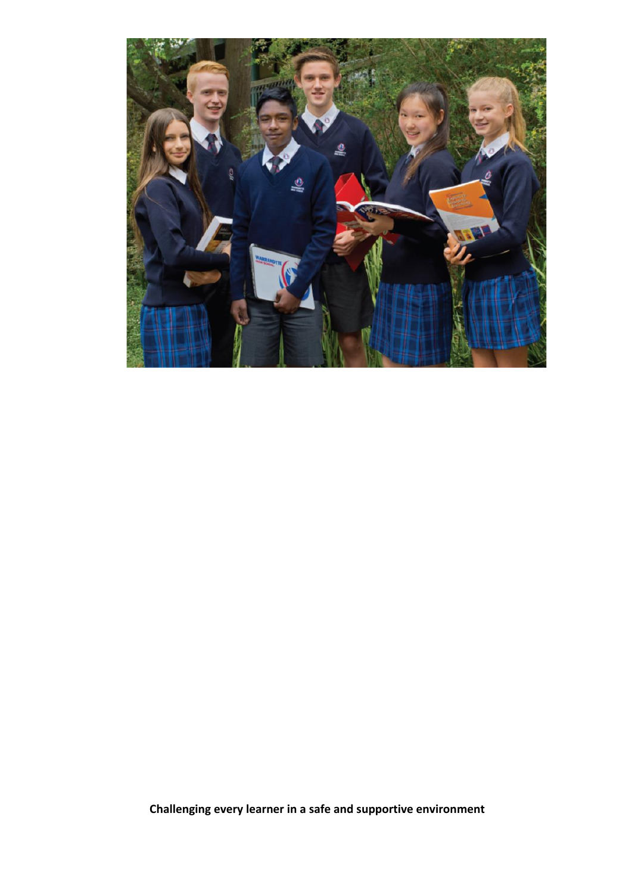**Challenging every learner in a safe and supportive environment**